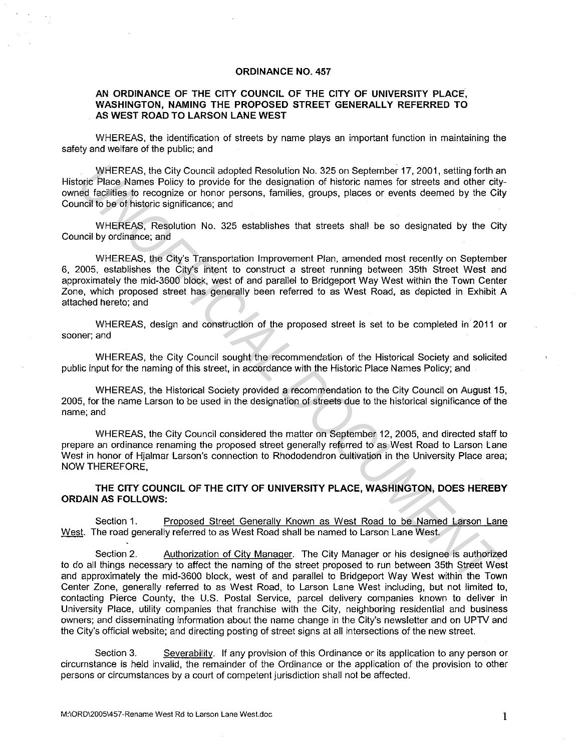# ORDINANCE NO. 457

## AN ORDINANCE OF THE CITY COUNCIL OF THE CITY OF UNIVERSITY PLACE, WASHINGTON, NAMING THE PROPOSED STREET GENERALLY REFERRED TO AS WEST ROAD TO LARSON LANE WEST

WHEREAS, the identification of streets by name plays an important function in maintaining the safety and welfare of the public; and

WHEREAS, the City Council adopted Resolution No. 325 on September 17, 2001, setting forth an Historic Place Names Policy to provide for the designation of historic names for streets and other city-owned facilities to recognize or honor persons, families, groups, places or events deemed by the City Council to be of historic significance; and

WHEREAS, Resolution No. 325 establishes that streets shall be so designated by the City Council by ordinance; and

WHEREAS, the City's Transportation Improvement Plan, amended most recently on September 6, 2005, establishes the City's intent to construct a street running between 35th Street West and approximately the mid-3600 block, west of and parallel to Bridgeport Way West within the Town Center Zone, which proposed street has generally been referred to as West Road, as depicted in Exhibit A attached hereto; and

WHEREAS, design and construction of the proposed street is set to be completed in 2011 or sooner; and

WHEREAS, the City Council sought the recommendation of the Historical Society and solicited public input for the naming of this street, in accordance with the Historic Place Names Policy; and

WHEREAS, the Historical Society provided a recommendation to the City Council on August 15, 2005, for the name Larson to be used in the designation of streets due to the historical significance of the name; and

WHEREAS, the City Council considered the matter on September 12, 2005, and directed staff to prepare an ordinance renaming the proposed street generally referred to as West Road to Larson Lane West in honor of Hjalmar Larson's connection to Rhododendron cultivation in the University Place area; NOW THEREFORE,

**THE CITY COUNCIL OF THE CITY OF UNIVERSITY PLACE, WASHINGTON, DOES HEREBY ORDAIN AS FOLLOWS:**

Section 1. <u>Proposed Street Generally Known as West Road to be Named Larson Lane West</u>. The road generally referred to as West Road shall be named to Larson Lane West.

Section 2. <u>Authorization of City Manager</u>. The City Manager or his designee is authorized to do all things necessary to affect the naming of the street proposed to run between 35th Street West and approximately the mid-3600 block, west of and parallel to Bridgeport Way West within the Town Center Zone, generally referred to as West Road, to Larson Lane West including, but not limited to, contacting Pierce County, the U.S. Postal Service, parcel delivery companies known to deliver in University Place, utility companies that franchise with the City, neighboring residential and business owners; and disseminating information about the name change in the City's newsletter and on UPTV and the City's official website; and directing posting of street signs at all intersections of the new street.

Section 3. <u>Severability</u>. If any provision of this Ordinance or its application to any person or circumstance is held invalid, the remainder of the Ordinance or the application of the provision to other persons or circumstances by a court of competent jurisdiction shall not be affected.

M:\ORD\2005\457-Rename West Rd to Larson Lane West.doc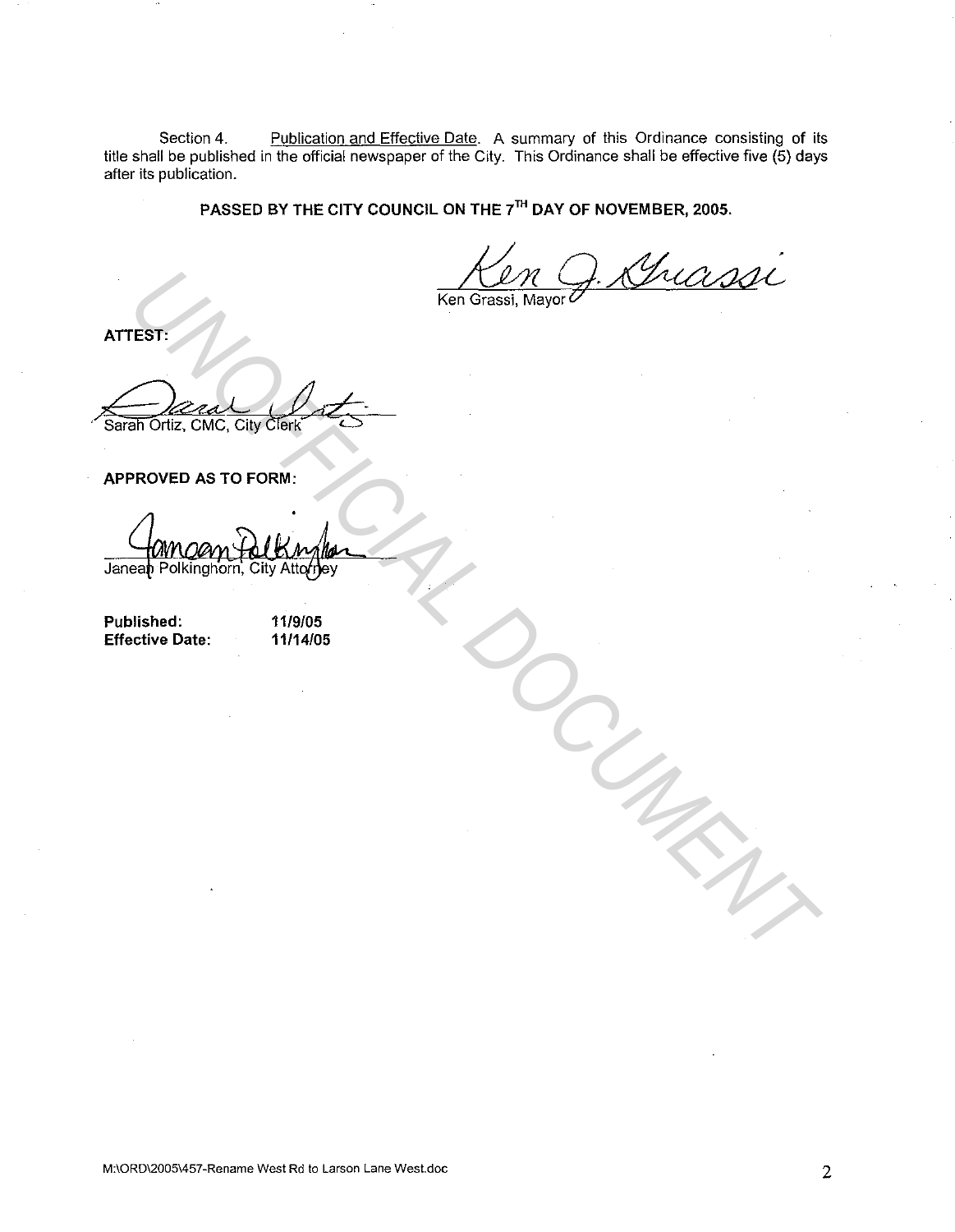Section 4. Publication and Effective Date. A summary of this Ordinance consisting of its title shall be published in the official newspaper of the City. This Ordinance shall be effective five (5) days after its publication.

**PASSED BY THE CITY COUNCIL ON THE 7TH DAY OF NOVEMBER, 2005.**

Ken G. Grassi

Ken Grassi, Mayor

**ATTEST:**

Sarah Ortiz

Sarah Ortiz, CMC, City Clerk

**APPROVED AS TO FORM:**

Janean Polkinghorn

Janean Polkinghorn, City Attorney

**Published:** 11/9/05
**Effective Date:** 11/14/05

M:\ORD\2005\457-Rename West Rd to Larson Lane West.doc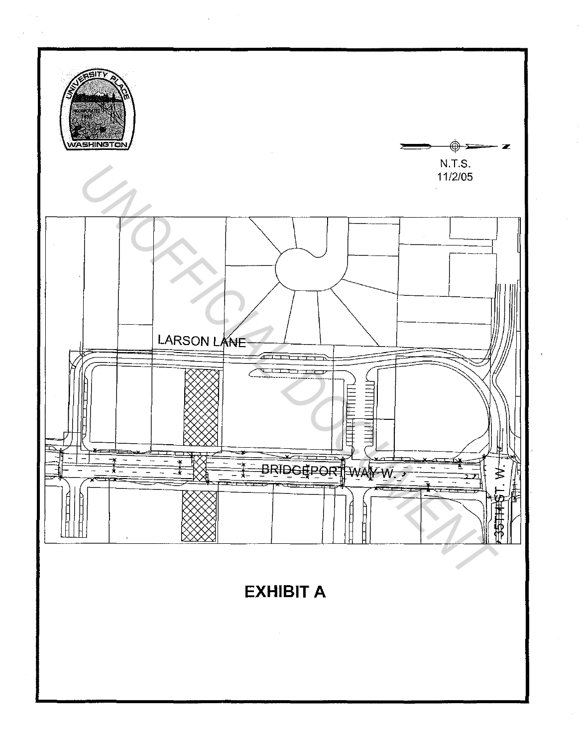UNIVERSITY PLACE

INCORPORATED 1995

WASHINGTON

N.T.S.

11/2/05

LARSON LANE

BRIDGEPORT WAY W.

35TH ST. W.

UNOFFICIAL DOCUMENT

**EXHIBIT A**